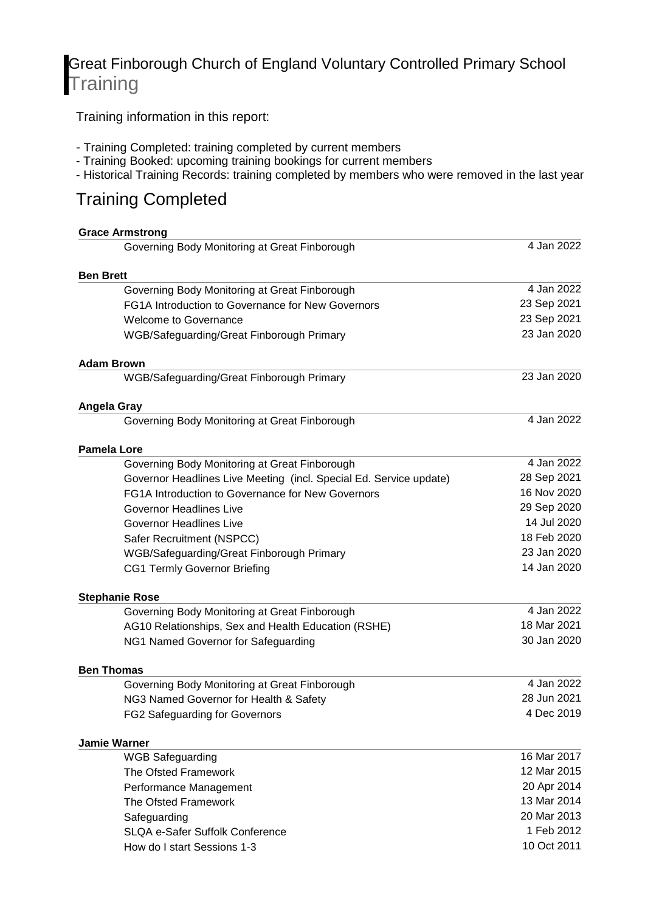# Great Finborough Church of England Voluntary Controlled Primary School

## Training

Training information in this report:

- Training Completed: training completed by current members
- Training Booked: upcoming training bookings for current members
- Historical Training Records: training completed by members who were removed in the last year

## Training Completed

**Grace Armstrong**

| | |
|---|---|
| Governing Body Monitoring at Great Finborough | 4 Jan 2022 |

**Ben Brett**

| | |
|---|---|
| Governing Body Monitoring at Great Finborough | 4 Jan 2022 |
| FG1A Introduction to Governance for New Governors | 23 Sep 2021 |
| Welcome to Governance | 23 Sep 2021 |
| WGB/Safeguarding/Great Finborough Primary | 23 Jan 2020 |

**Adam Brown**

| | |
|---|---|
| WGB/Safeguarding/Great Finborough Primary | 23 Jan 2020 |

**Angela Gray**

| | |
|---|---|
| Governing Body Monitoring at Great Finborough | 4 Jan 2022 |

**Pamela Lore**

| | |
|---|---|
| Governing Body Monitoring at Great Finborough | 4 Jan 2022 |
| Governor Headlines Live Meeting (incl. Special Ed. Service update) | 28 Sep 2021 |
| FG1A Introduction to Governance for New Governors | 16 Nov 2020 |
| Governor Headlines Live | 29 Sep 2020 |
| Governor Headlines Live | 14 Jul 2020 |
| Safer Recruitment (NSPCC) | 18 Feb 2020 |
| WGB/Safeguarding/Great Finborough Primary | 23 Jan 2020 |
| CG1 Termly Governor Briefing | 14 Jan 2020 |

**Stephanie Rose**

| | |
|---|---|
| Governing Body Monitoring at Great Finborough | 4 Jan 2022 |
| AG10 Relationships, Sex and Health Education (RSHE) | 18 Mar 2021 |
| NG1 Named Governor for Safeguarding | 30 Jan 2020 |

**Ben Thomas**

| | |
|---|---|
| Governing Body Monitoring at Great Finborough | 4 Jan 2022 |
| NG3 Named Governor for Health & Safety | 28 Jun 2021 |
| FG2 Safeguarding for Governors | 4 Dec 2019 |

**Jamie Warner**

| | |
|---|---|
| WGB Safeguarding | 16 Mar 2017 |
| The Ofsted Framework | 12 Mar 2015 |
| Performance Management | 20 Apr 2014 |
| The Ofsted Framework | 13 Mar 2014 |
| Safeguarding | 20 Mar 2013 |
| SLQA e-Safer Suffolk Conference | 1 Feb 2012 |
| How do I start Sessions 1-3 | 10 Oct 2011 |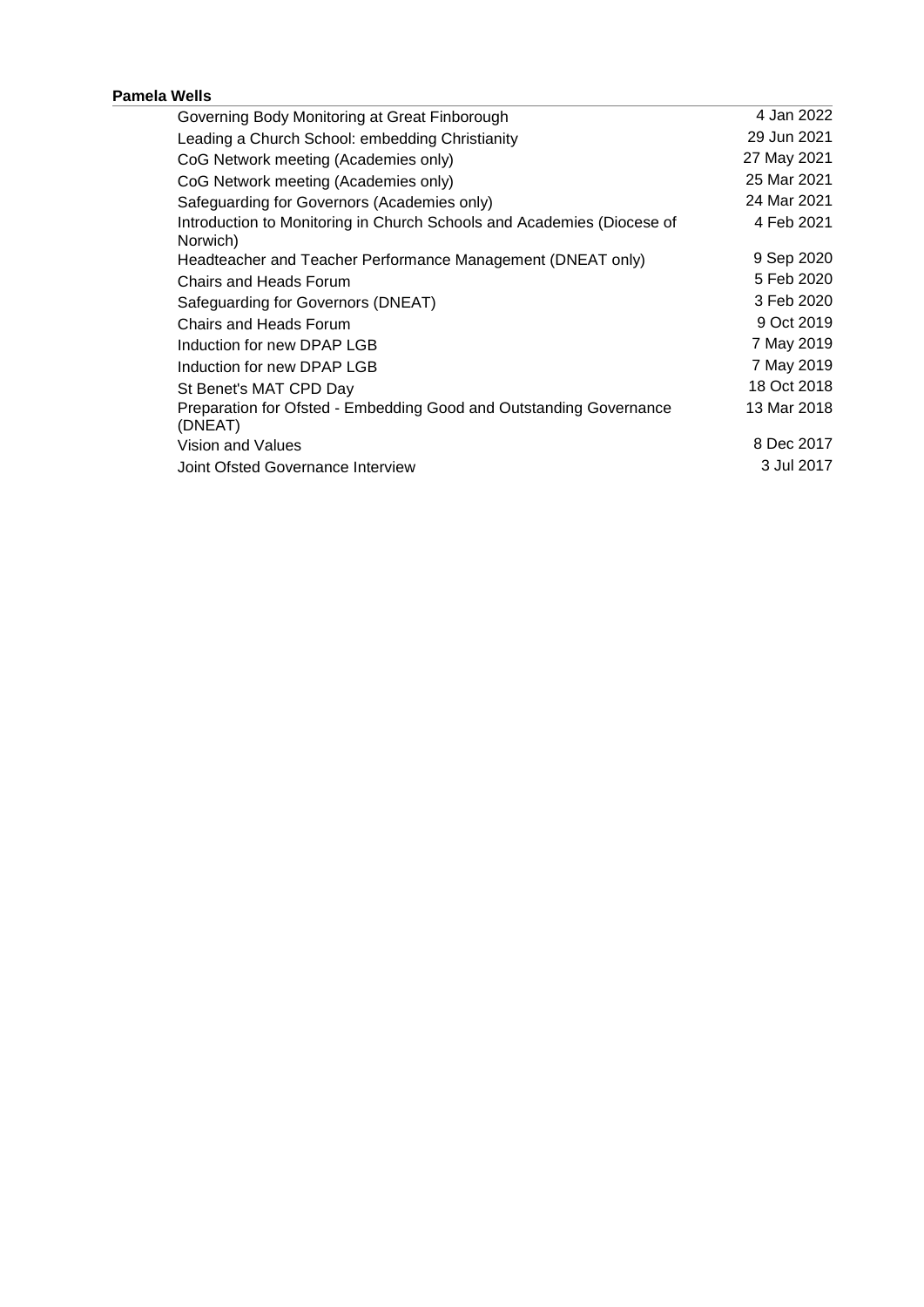**Pamela Wells**

| | |
|---|---|
| Governing Body Monitoring at Great Finborough | 4 Jan 2022 |
| Leading a Church School: embedding Christianity | 29 Jun 2021 |
| CoG Network meeting (Academies only) | 27 May 2021 |
| CoG Network meeting (Academies only) | 25 Mar 2021 |
| Safeguarding for Governors (Academies only) | 24 Mar 2021 |
| Introduction to Monitoring in Church Schools and Academies (Diocese of Norwich) | 4 Feb 2021 |
| Headteacher and Teacher Performance Management (DNEAT only) | 9 Sep 2020 |
| Chairs and Heads Forum | 5 Feb 2020 |
| Safeguarding for Governors (DNEAT) | 3 Feb 2020 |
| Chairs and Heads Forum | 9 Oct 2019 |
| Induction for new DPAP LGB | 7 May 2019 |
| Induction for new DPAP LGB | 7 May 2019 |
| St Benet's MAT CPD Day | 18 Oct 2018 |
| Preparation for Ofsted - Embedding Good and Outstanding Governance (DNEAT) | 13 Mar 2018 |
| Vision and Values | 8 Dec 2017 |
| Joint Ofsted Governance Interview | 3 Jul 2017 |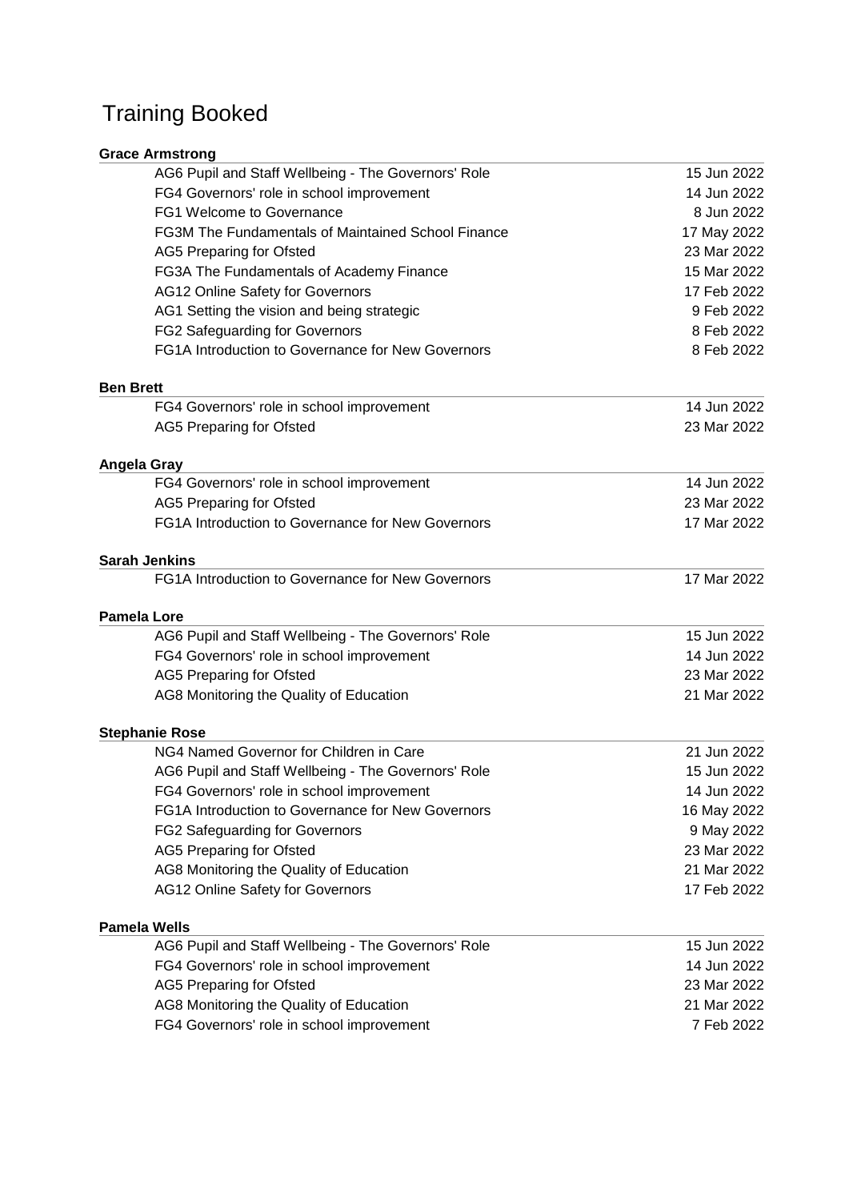# Training Booked

**Grace Armstrong**

| | |
|---|---|
| AG6 Pupil and Staff Wellbeing - The Governors' Role | 15 Jun 2022 |
| FG4 Governors' role in school improvement | 14 Jun 2022 |
| FG1 Welcome to Governance | 8 Jun 2022 |
| FG3M The Fundamentals of Maintained School Finance | 17 May 2022 |
| AG5 Preparing for Ofsted | 23 Mar 2022 |
| FG3A The Fundamentals of Academy Finance | 15 Mar 2022 |
| AG12 Online Safety for Governors | 17 Feb 2022 |
| AG1 Setting the vision and being strategic | 9 Feb 2022 |
| FG2 Safeguarding for Governors | 8 Feb 2022 |
| FG1A Introduction to Governance for New Governors | 8 Feb 2022 |

**Ben Brett**

| | |
|---|---|
| FG4 Governors' role in school improvement | 14 Jun 2022 |
| AG5 Preparing for Ofsted | 23 Mar 2022 |

**Angela Gray**

| | |
|---|---|
| FG4 Governors' role in school improvement | 14 Jun 2022 |
| AG5 Preparing for Ofsted | 23 Mar 2022 |
| FG1A Introduction to Governance for New Governors | 17 Mar 2022 |

**Sarah Jenkins**

| | |
|---|---|
| FG1A Introduction to Governance for New Governors | 17 Mar 2022 |

**Pamela Lore**

| | |
|---|---|
| AG6 Pupil and Staff Wellbeing - The Governors' Role | 15 Jun 2022 |
| FG4 Governors' role in school improvement | 14 Jun 2022 |
| AG5 Preparing for Ofsted | 23 Mar 2022 |
| AG8 Monitoring the Quality of Education | 21 Mar 2022 |

**Stephanie Rose**

| | |
|---|---|
| NG4 Named Governor for Children in Care | 21 Jun 2022 |
| AG6 Pupil and Staff Wellbeing - The Governors' Role | 15 Jun 2022 |
| FG4 Governors' role in school improvement | 14 Jun 2022 |
| FG1A Introduction to Governance for New Governors | 16 May 2022 |
| FG2 Safeguarding for Governors | 9 May 2022 |
| AG5 Preparing for Ofsted | 23 Mar 2022 |
| AG8 Monitoring the Quality of Education | 21 Mar 2022 |
| AG12 Online Safety for Governors | 17 Feb 2022 |

**Pamela Wells**

| | |
|---|---|
| AG6 Pupil and Staff Wellbeing - The Governors' Role | 15 Jun 2022 |
| FG4 Governors' role in school improvement | 14 Jun 2022 |
| AG5 Preparing for Ofsted | 23 Mar 2022 |
| AG8 Monitoring the Quality of Education | 21 Mar 2022 |
| FG4 Governors' role in school improvement | 7 Feb 2022 |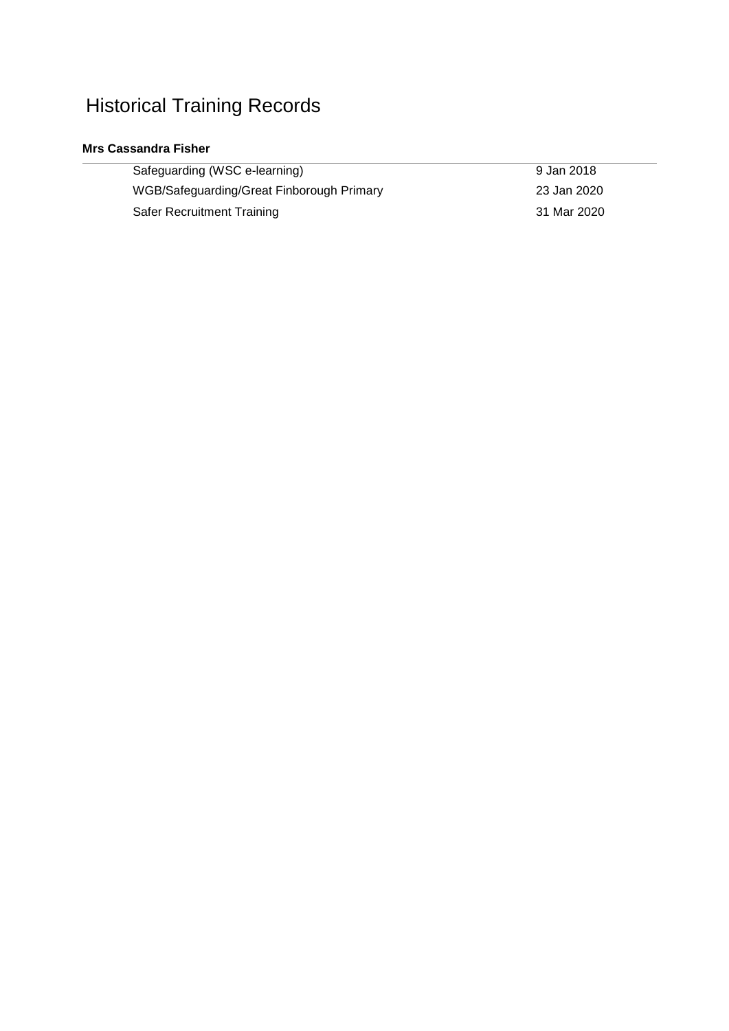# Historical Training Records

**Mrs Cassandra Fisher**

| | |
|---|---|
| Safeguarding (WSC e-learning) | 9 Jan 2018 |
| WGB/Safeguarding/Great Finborough Primary | 23 Jan 2020 |
| Safer Recruitment Training | 31 Mar 2020 |